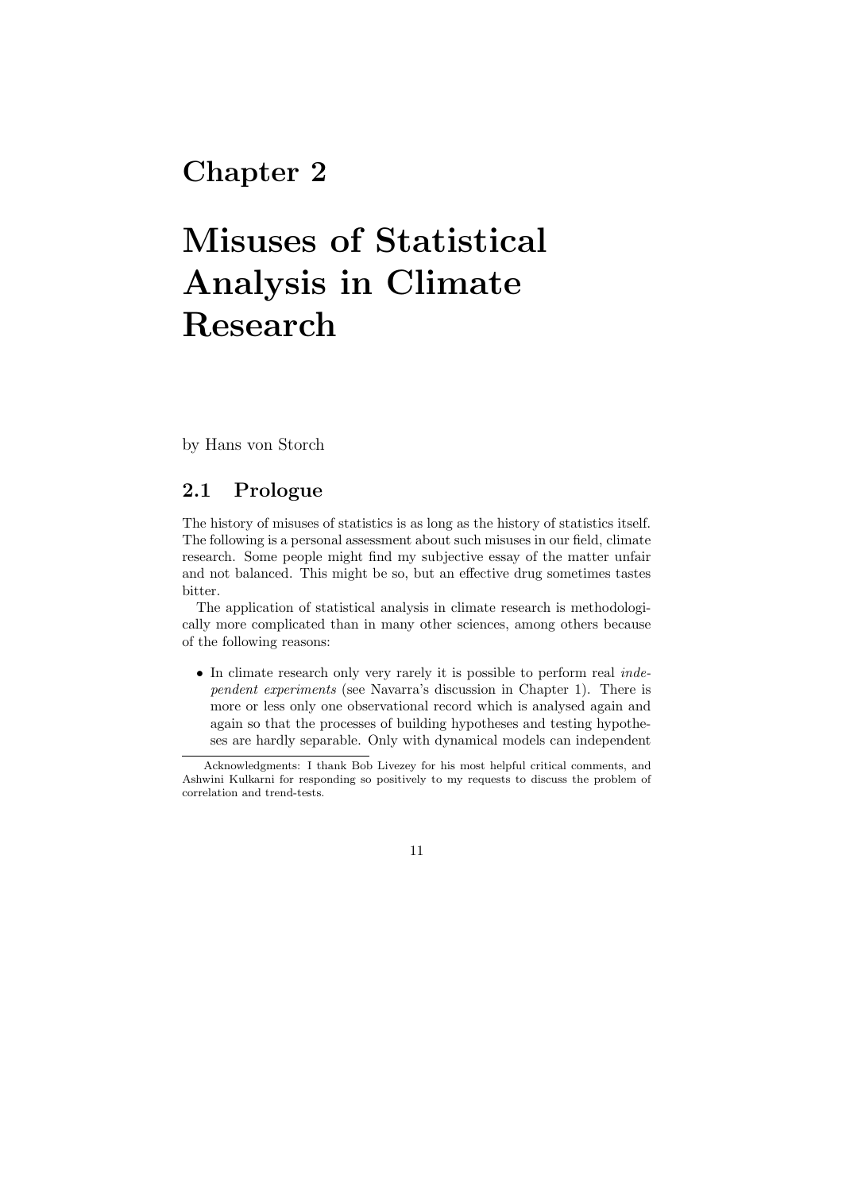# Chapter 2

# Misuses of Statistical Analysis in Climate Research

by Hans von Storch

## 2.1 Prologue

The history of misuses of statistics is as long as the history of statistics itself. The following is a personal assessment about such misuses in our field, climate research. Some people might find my subjective essay of the matter unfair and not balanced. This might be so, but an effective drug sometimes tastes bitter.

The application of statistical analysis in climate research is methodologically more complicated than in many other sciences, among others because of the following reasons:

- In climate research only very rarely it is possible to perform real *independent experiments* (see Navarra's discussion in Chapter 1). There is more or less only one observational record which is analysed again and again so that the processes of building hypotheses and testing hypotheses are hardly separable. Only with dynamical models can independent

---

Acknowledgments: I thank Bob Livezey for his most helpful critical comments, and Ashwini Kulkarni for responding so positively to my requests to discuss the problem of correlation and trend-tests.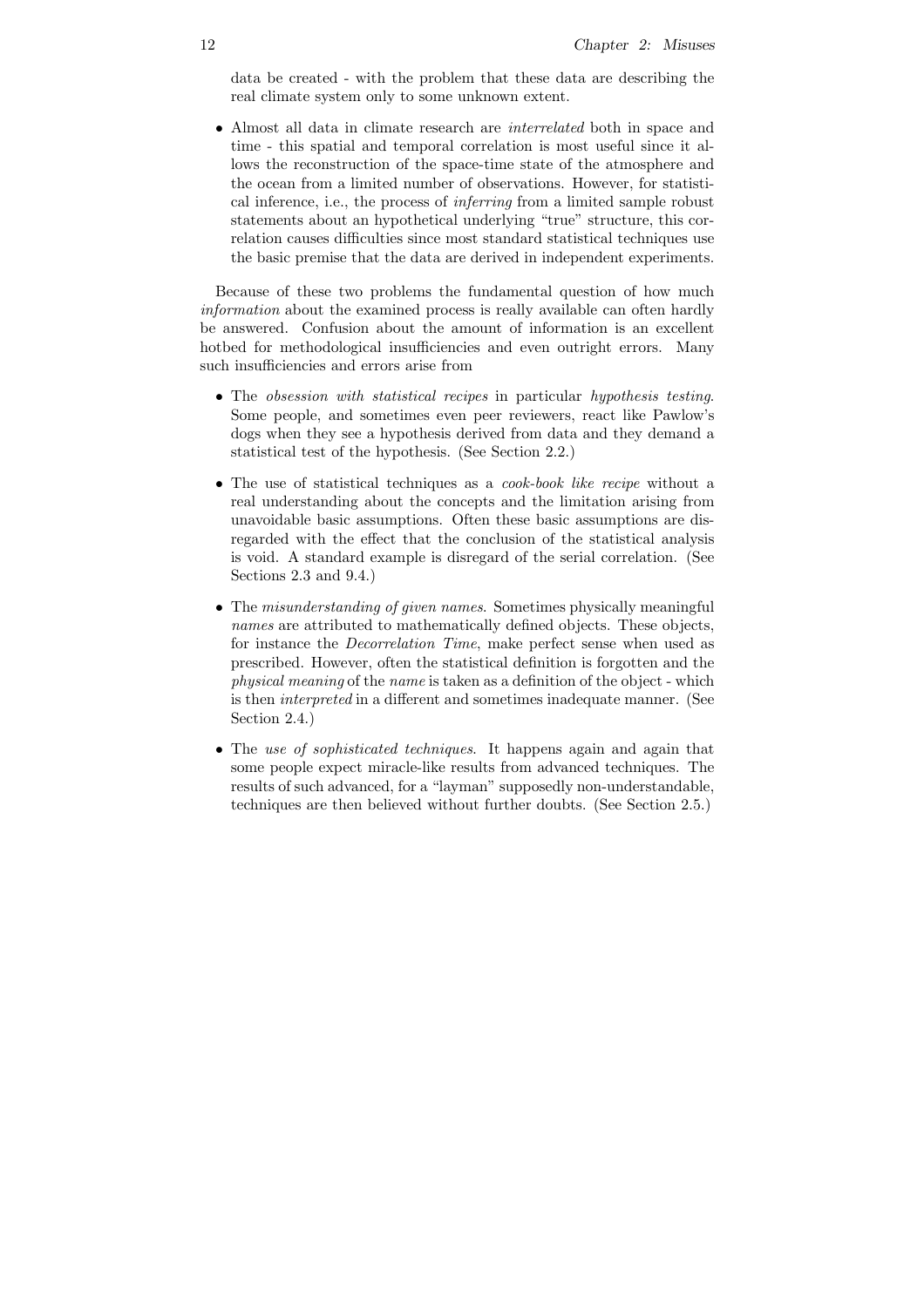data be created - with the problem that these data are describing the real climate system only to some unknown extent.

- Almost all data in climate research are *interrelated* both in space and time - this spatial and temporal correlation is most useful since it allows the reconstruction of the space-time state of the atmosphere and the ocean from a limited number of observations. However, for statistical inference, i.e., the process of *inferring* from a limited sample robust statements about an hypothetical underlying "true" structure, this correlation causes difficulties since most standard statistical techniques use the basic premise that the data are derived in independent experiments.

Because of these two problems the fundamental question of how much *information* about the examined process is really available can often hardly be answered. Confusion about the amount of information is an excellent hotbed for methodological insufficiencies and even outright errors. Many such insufficiencies and errors arise from

- The *obsession with statistical recipes* in particular *hypothesis testing*. Some people, and sometimes even peer reviewers, react like Pawlow's dogs when they see a hypothesis derived from data and they demand a statistical test of the hypothesis. (See Section 2.2.)
- The use of statistical techniques as a *cook-book like recipe* without a real understanding about the concepts and the limitation arising from unavoidable basic assumptions. Often these basic assumptions are disregarded with the effect that the conclusion of the statistical analysis is void. A standard example is disregard of the serial correlation. (See Sections 2.3 and 9.4.)
- The *misunderstanding of given names*. Sometimes physically meaningful *names* are attributed to mathematically defined objects. These objects, for instance the *Decorrelation Time*, make perfect sense when used as prescribed. However, often the statistical definition is forgotten and the *physical meaning* of the *name* is taken as a definition of the object - which is then *interpreted* in a different and sometimes inadequate manner. (See Section 2.4.)
- The *use of sophisticated techniques*. It happens again and again that some people expect miracle-like results from advanced techniques. The results of such advanced, for a "layman" supposedly non-understandable, techniques are then believed without further doubts. (See Section 2.5.)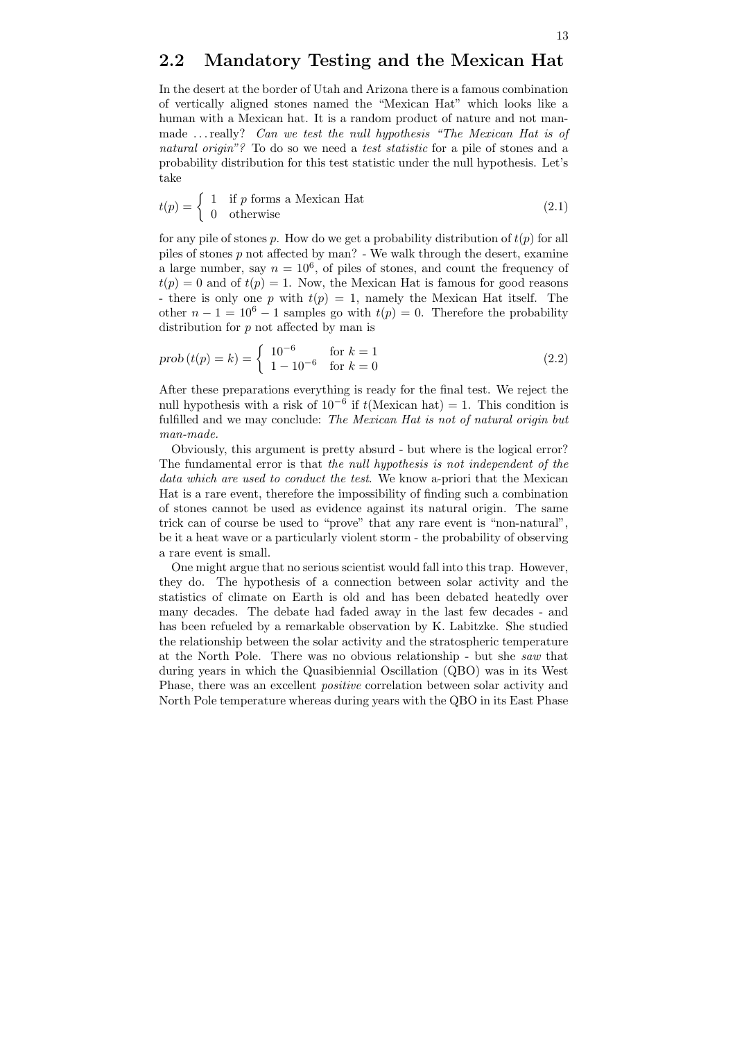## 2.2 Mandatory Testing and the Mexican Hat

In the desert at the border of Utah and Arizona there is a famous combination of vertically aligned stones named the "Mexican Hat" which looks like a human with a Mexican hat. It is a random product of nature and not man-made ...really? *Can we test the null hypothesis "The Mexican Hat is of natural origin"?* To do so we need a *test statistic* for a pile of stones and a probability distribution for this test statistic under the null hypothesis. Let's take

$$t(p) = \begin{cases} 1 & \text{if } p \text{ forms a Mexican Hat} \\ 0 & \text{otherwise} \end{cases} \tag{2.1}$$

for any pile of stones $p$. How do we get a probability distribution of $t(p)$ for all piles of stones $p$ not affected by man? - We walk through the desert, examine a large number, say $n = 10^6$, of piles of stones, and count the frequency of $t(p) = 0$ and of $t(p) = 1$. Now, the Mexican Hat is famous for good reasons - there is only one $p$ with $t(p) = 1$, namely the Mexican Hat itself. The other $n - 1 = 10^6 - 1$ samples go with $t(p) = 0$. Therefore the probability distribution for $p$ not affected by man is

$$prob\,(t(p) = k) = \begin{cases} 10^{-6} & \text{for } k = 1 \\ 1 - 10^{-6} & \text{for } k = 0 \end{cases} \tag{2.2}$$

After these preparations everything is ready for the final test. We reject the null hypothesis with a risk of $10^{-6}$ if $t(\text{Mexican hat}) = 1$. This condition is fulfilled and we may conclude: *The Mexican Hat is not of natural origin but man-made.*

Obviously, this argument is pretty absurd - but where is the logical error? The fundamental error is that *the null hypothesis is not independent of the data which are used to conduct the test*. We know a-priori that the Mexican Hat is a rare event, therefore the impossibility of finding such a combination of stones cannot be used as evidence against its natural origin. The same trick can of course be used to "prove" that any rare event is "non-natural", be it a heat wave or a particularly violent storm - the probability of observing a rare event is small.

One might argue that no serious scientist would fall into this trap. However, they do. The hypothesis of a connection between solar activity and the statistics of climate on Earth is old and has been debated heatedly over many decades. The debate had faded away in the last few decades - and has been refueled by a remarkable observation by K. Labitzke. She studied the relationship between the solar activity and the stratospheric temperature at the North Pole. There was no obvious relationship - but she *saw* that during years in which the Quasibiennial Oscillation (QBO) was in its West Phase, there was an excellent *positive* correlation between solar activity and North Pole temperature whereas during years with the QBO in its East Phase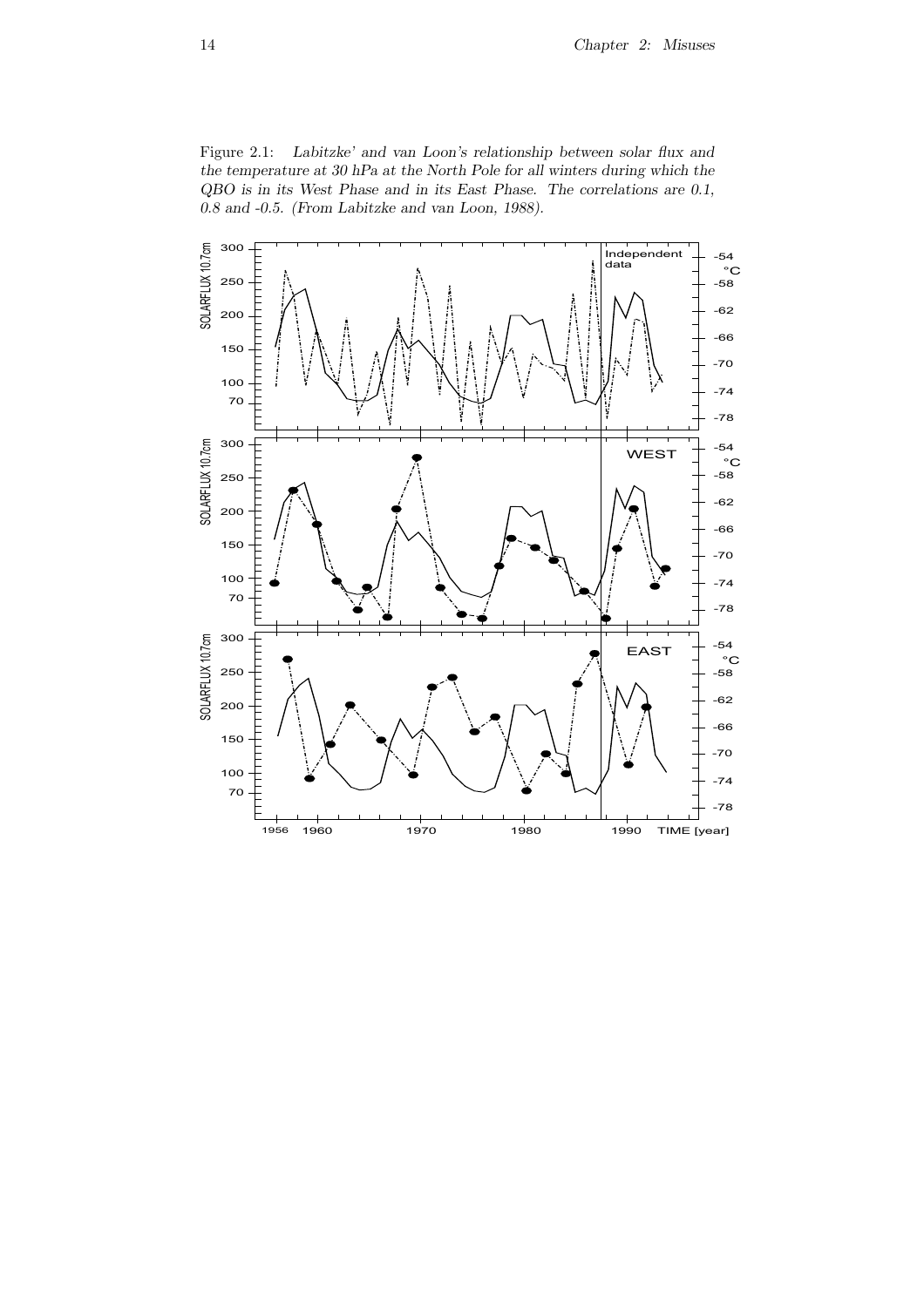Figure 2.1: *Labitzke' and van Loon's relationship between solar flux and the temperature at 30 hPa at the North Pole for all winters during which the QBO is in its West Phase and in its East Phase. The correlations are 0.1, 0.8 and -0.5. (From Labitzke and van Loon, 1988).*

SOLARFLUX 10.7cm

300
250
200
150
100
70

Independent data

-54
°C
-58
-62
-66
-70
-74
-78

WEST

EAST

1956 1960 1970 1980 1990 TIME [year]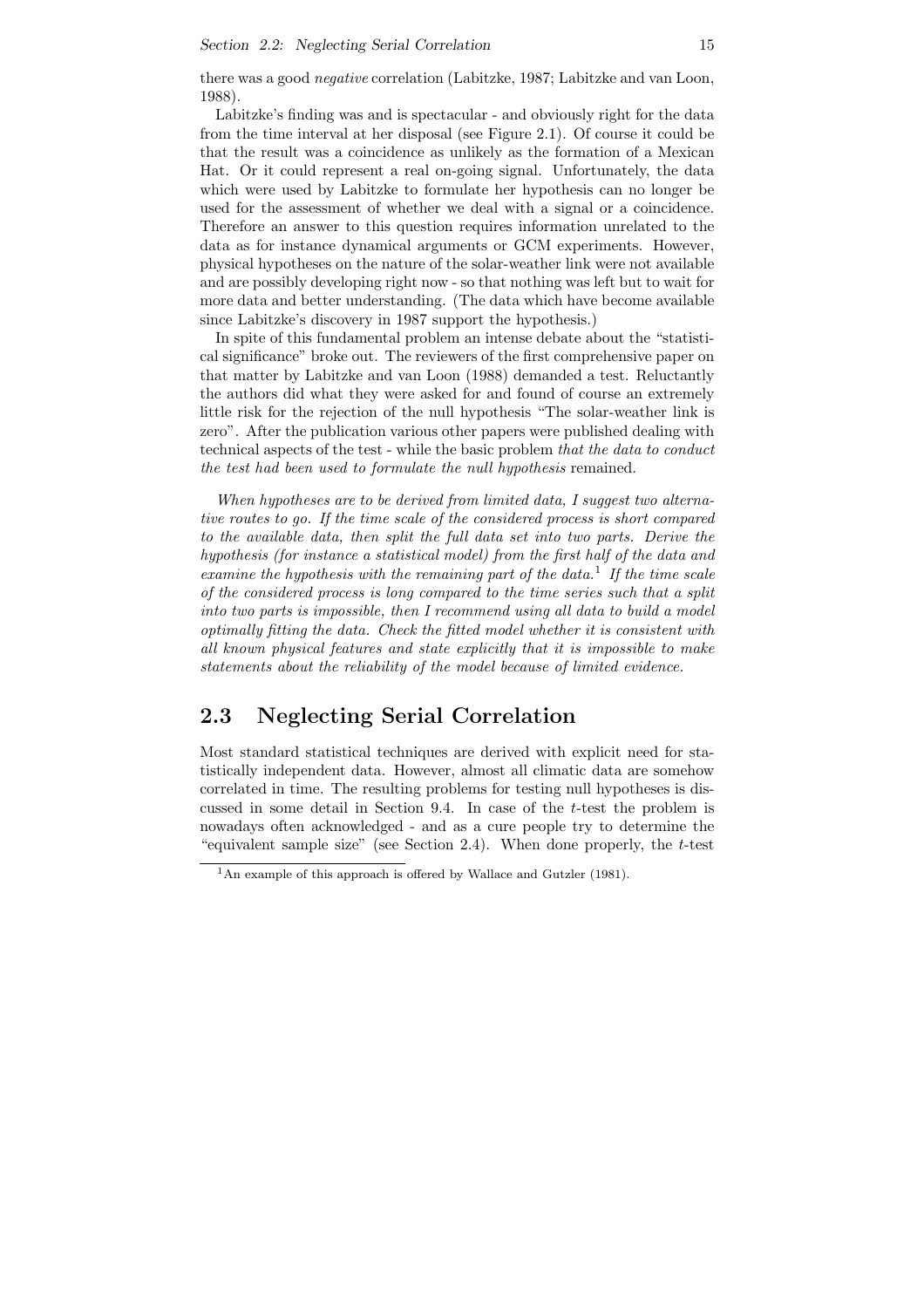there was a good *negative* correlation (Labitzke, 1987; Labitzke and van Loon, 1988).

Labitzke's finding was and is spectacular - and obviously right for the data from the time interval at her disposal (see Figure 2.1). Of course it could be that the result was a coincidence as unlikely as the formation of a Mexican Hat. Or it could represent a real on-going signal. Unfortunately, the data which were used by Labitzke to formulate her hypothesis can no longer be used for the assessment of whether we deal with a signal or a coincidence. Therefore an answer to this question requires information unrelated to the data as for instance dynamical arguments or GCM experiments. However, physical hypotheses on the nature of the solar-weather link were not available and are possibly developing right now - so that nothing was left but to wait for more data and better understanding. (The data which have become available since Labitzke's discovery in 1987 support the hypothesis.)

In spite of this fundamental problem an intense debate about the "statistical significance" broke out. The reviewers of the first comprehensive paper on that matter by Labitzke and van Loon (1988) demanded a test. Reluctantly the authors did what they were asked for and found of course an extremely little risk for the rejection of the null hypothesis "The solar-weather link is zero". After the publication various other papers were published dealing with technical aspects of the test - while the basic problem *that the data to conduct the test had been used to formulate the null hypothesis* remained.

*When hypotheses are to be derived from limited data, I suggest two alternative routes to go. If the time scale of the considered process is short compared to the available data, then split the full data set into two parts. Derive the hypothesis (for instance a statistical model) from the first half of the data and examine the hypothesis with the remaining part of the data.*[1] *If the time scale of the considered process is long compared to the time series such that a split into two parts is impossible, then I recommend using all data to build a model optimally fitting the data. Check the fitted model whether it is consistent with all known physical features and state explicitly that it is impossible to make statements about the reliability of the model because of limited evidence.*

## 2.3 Neglecting Serial Correlation

Most standard statistical techniques are derived with explicit need for statistically independent data. However, almost all climatic data are somehow correlated in time. The resulting problems for testing null hypotheses is discussed in some detail in Section 9.4. In case of the $t$-test the problem is nowadays often acknowledged - and as a cure people try to determine the "equivalent sample size" (see Section 2.4). When done properly, the $t$-test

[1] An example of this approach is offered by Wallace and Gutzler (1981).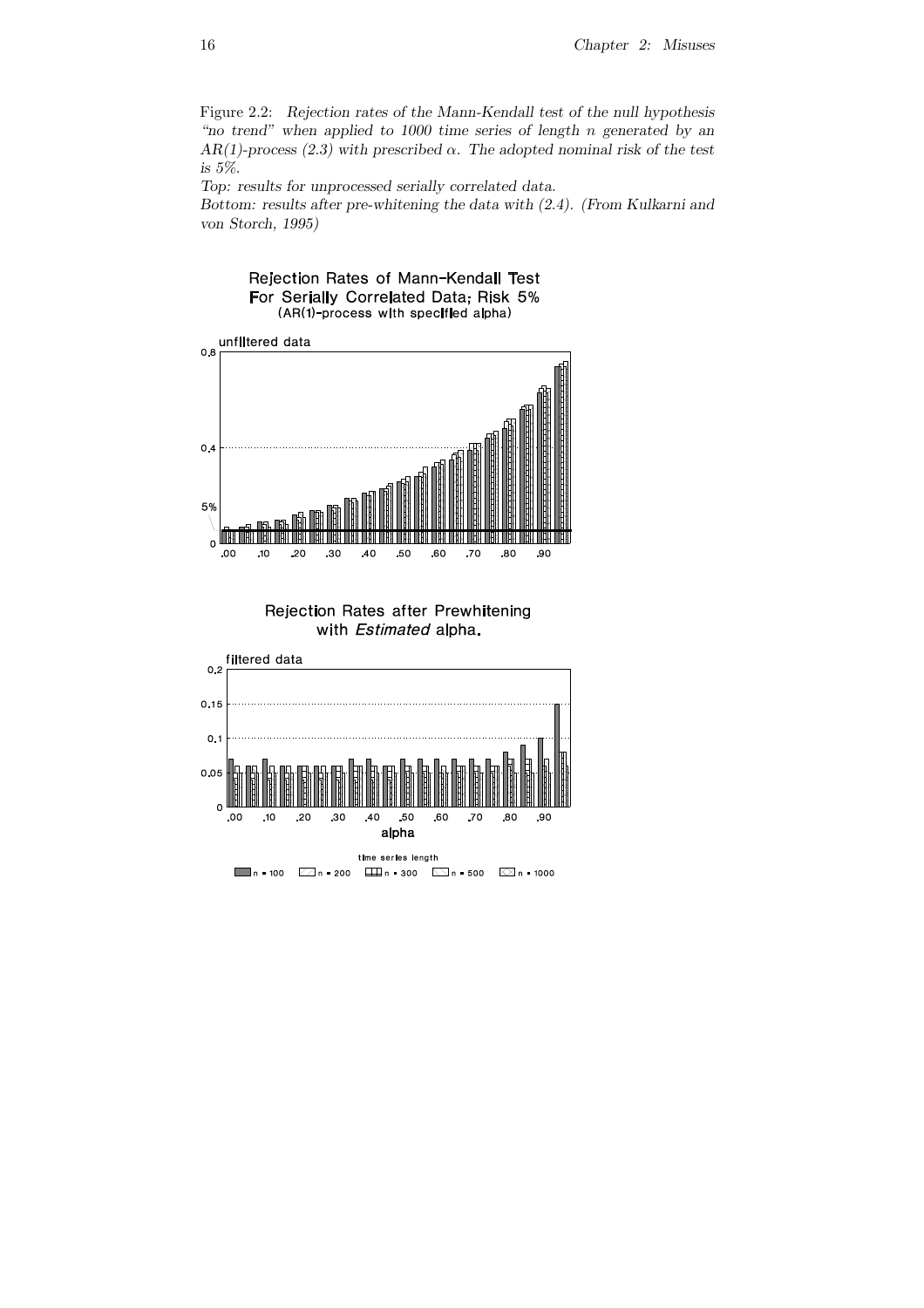Figure 2.2: *Rejection rates of the Mann-Kendall test of the null hypothesis "no trend" when applied to 1000 time series of length $n$ generated by an AR(1)-process (2.3) with prescribed $\alpha$. The adopted nominal risk of the test is 5%.*

*Top: results for unprocessed serially correlated data.*

*Bottom: results after pre-whitening the data with (2.4). (From Kulkarni and von Storch, 1995)*

Rejection Rates of Mann-Kendall Test
For Serially Correlated Data; Risk 5%
(AR(1)-process with specified alpha)

unfiltered data

0.8
0.4
5%
0

.00 .10 .20 .30 .40 .50 .60 .70 .80 .90

Rejection Rates after Prewhitening
with *Estimated* alpha.

filtered data

0.2
0.15
0.1
0.05
0

.00 .10 .20 .30 .40 .50 .60 .70 .80 .90

alpha

time series length

n = 100 n = 200 n = 300 n = 500 n = 1000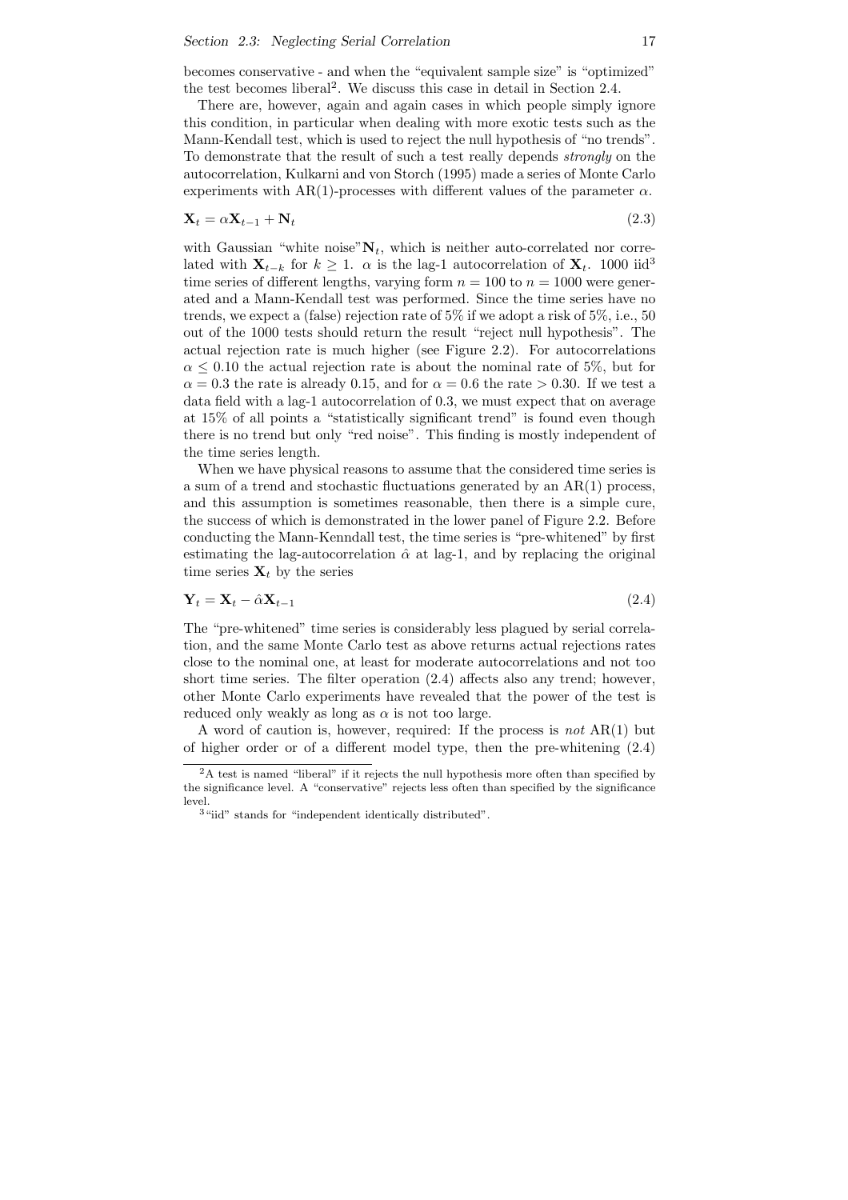becomes conservative - and when the "equivalent sample size" is "optimized" the test becomes liberal[2]. We discuss this case in detail in Section 2.4.

There are, however, again and again cases in which people simply ignore this condition, in particular when dealing with more exotic tests such as the Mann-Kendall test, which is used to reject the null hypothesis of "no trends". To demonstrate that the result of such a test really depends *strongly* on the autocorrelation, Kulkarni and von Storch (1995) made a series of Monte Carlo experiments with AR(1)-processes with different values of the parameter $\alpha$.

$$\mathbf{X}_t = \alpha \mathbf{X}_{t-1} + \mathbf{N}_t \tag{2.3}$$

with Gaussian "white noise" $\mathbf{N}_t$, which is neither auto-correlated nor correlated with $\mathbf{X}_{t-k}$ for $k \geq 1$. $\alpha$ is the lag-1 autocorrelation of $\mathbf{X}_t$. 1000 iid[3] time series of different lengths, varying form $n = 100$ to $n = 1000$ were generated and a Mann-Kendall test was performed. Since the time series have no trends, we expect a (false) rejection rate of 5% if we adopt a risk of 5%, i.e., 50 out of the 1000 tests should return the result "reject null hypothesis". The actual rejection rate is much higher (see Figure 2.2). For autocorrelations $\alpha \leq 0.10$ the actual rejection rate is about the nominal rate of 5%, but for $\alpha = 0.3$ the rate is already 0.15, and for $\alpha = 0.6$ the rate $> 0.30$. If we test a data field with a lag-1 autocorrelation of 0.3, we must expect that on average at 15% of all points a "statistically significant trend" is found even though there is no trend but only "red noise". This finding is mostly independent of the time series length.

When we have physical reasons to assume that the considered time series is a sum of a trend and stochastic fluctuations generated by an AR(1) process, and this assumption is sometimes reasonable, then there is a simple cure, the success of which is demonstrated in the lower panel of Figure 2.2. Before conducting the Mann-Kenndall test, the time series is "pre-whitened" by first estimating the lag-autocorrelation $\hat{\alpha}$ at lag-1, and by replacing the original time series $\mathbf{X}_t$ by the series

$$\mathbf{Y}_t = \mathbf{X}_t - \hat{\alpha} \mathbf{X}_{t-1} \tag{2.4}$$

The "pre-whitened" time series is considerably less plagued by serial correlation, and the same Monte Carlo test as above returns actual rejections rates close to the nominal one, at least for moderate autocorrelations and not too short time series. The filter operation (2.4) affects also any trend; however, other Monte Carlo experiments have revealed that the power of the test is reduced only weakly as long as $\alpha$ is not too large.

A word of caution is, however, required: If the process is *not* AR(1) but of higher order or of a different model type, then the pre-whitening (2.4)

[2] A test is named "liberal" if it rejects the null hypothesis more often than specified by the significance level. A "conservative" rejects less often than specified by the significance level.

[3] "iid" stands for "independent identically distributed".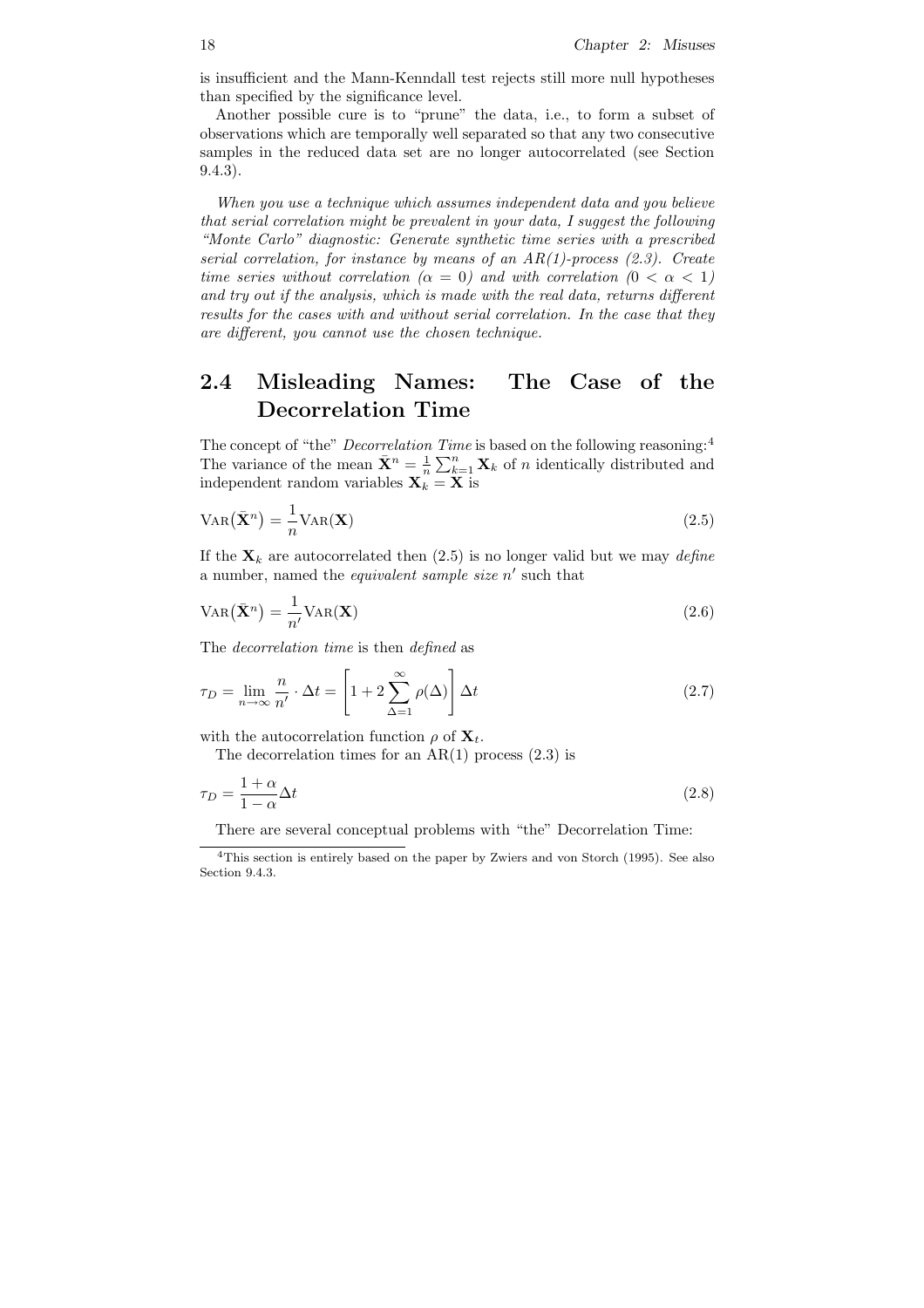is insufficient and the Mann-Kenndall test rejects still more null hypotheses than specified by the significance level.

Another possible cure is to "prune" the data, i.e., to form a subset of observations which are temporally well separated so that any two consecutive samples in the reduced data set are no longer autocorrelated (see Section 9.4.3).

*When you use a technique which assumes independent data and you believe that serial correlation might be prevalent in your data, I suggest the following "Monte Carlo" diagnostic: Generate synthetic time series with a prescribed serial correlation, for instance by means of an AR(1)-process (2.3). Create time series without correlation ($\alpha = 0$) and with correlation ($0 < \alpha < 1$) and try out if the analysis, which is made with the real data, returns different results for the cases with and without serial correlation. In the case that they are different, you cannot use the chosen technique.*

## 2.4 Misleading Names: The Case of the Decorrelation Time

The concept of "the" *Decorrelation Time* is based on the following reasoning:[4] The variance of the mean $\bar{\mathbf{X}}^n = \frac{1}{n}\sum_{k=1}^{n}\mathbf{X}_k$ of $n$ identically distributed and independent random variables $\mathbf{X}_k = \mathbf{X}$ is

$$\text{VAR}\left(\bar{\mathbf{X}}^n\right) = \frac{1}{n}\text{VAR}(\mathbf{X}) \tag{2.5}$$

If the $\mathbf{X}_k$ are autocorrelated then (2.5) is no longer valid but we may *define* a number, named the *equivalent sample size* $n'$ such that

$$\text{VAR}\left(\bar{\mathbf{X}}^n\right) = \frac{1}{n'}\text{VAR}(\mathbf{X}) \tag{2.6}$$

The *decorrelation time* is then *defined* as

$$\tau_D = \lim_{n\to\infty}\frac{n}{n'}\cdot\Delta t = \left[1 + 2\sum_{\Delta=1}^{\infty}\rho(\Delta)\right]\Delta t \tag{2.7}$$

with the autocorrelation function $\rho$ of $\mathbf{X}_t$.

The decorrelation times for an AR(1) process (2.3) is

$$\tau_D = \frac{1+\alpha}{1-\alpha}\Delta t \tag{2.8}$$

There are several conceptual problems with "the" Decorrelation Time:

[4] This section is entirely based on the paper by Zwiers and von Storch (1995). See also Section 9.4.3.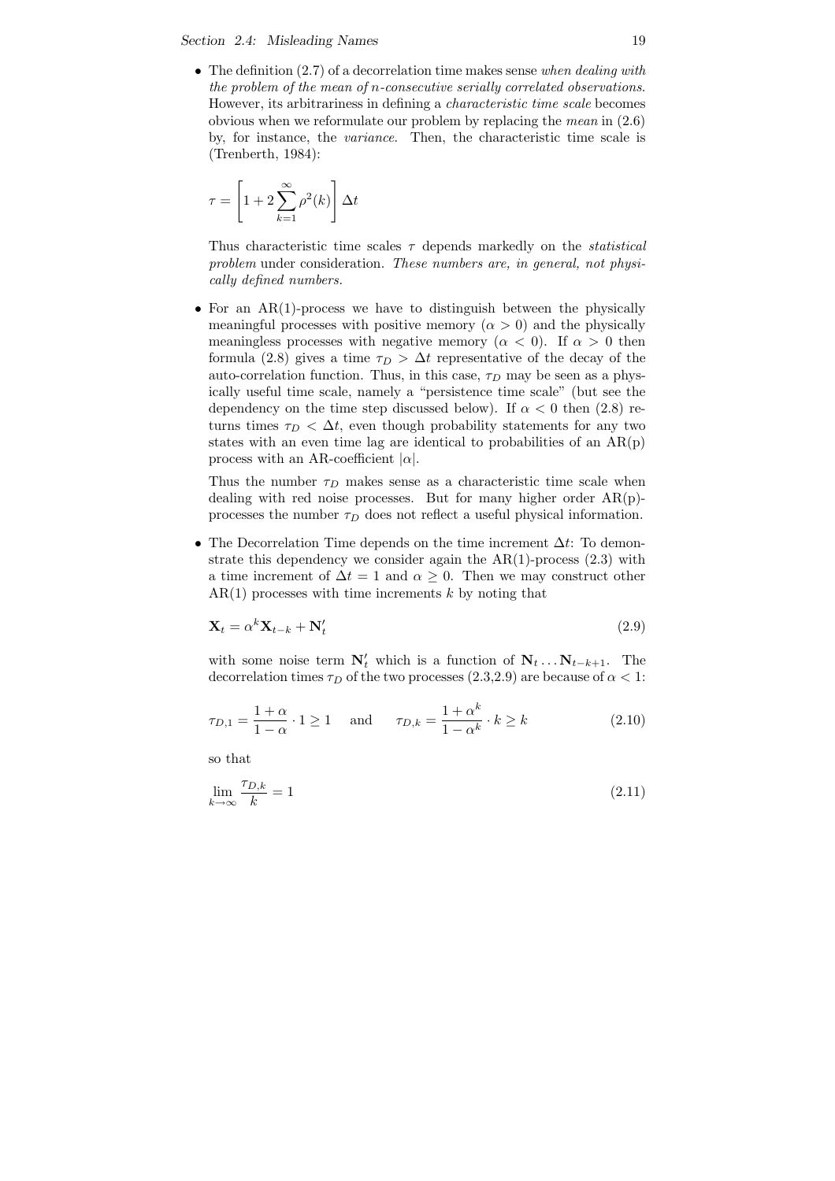- The definition (2.7) of a decorrelation time makes sense *when dealing with the problem of the mean of n-consecutive serially correlated observations*. However, its arbitrariness in defining a *characteristic time scale* becomes obvious when we reformulate our problem by replacing the *mean* in (2.6) by, for instance, the *variance*. Then, the characteristic time scale is (Trenberth, 1984):

  $$\tau = \left[ 1 + 2 \sum_{k=1}^{\infty} \rho^2(k) \right] \Delta t$$

  Thus characteristic time scales $\tau$ depends markedly on the *statistical problem* under consideration. *These numbers are, in general, not physically defined numbers.*

- For an AR(1)-process we have to distinguish between the physically meaningful processes with positive memory ($\alpha > 0$) and the physically meaningless processes with negative memory ($\alpha < 0$). If $\alpha > 0$ then formula (2.8) gives a time $\tau_D > \Delta t$ representative of the decay of the auto-correlation function. Thus, in this case, $\tau_D$ may be seen as a physically useful time scale, namely a "persistence time scale" (but see the dependency on the time step discussed below). If $\alpha < 0$ then (2.8) returns times $\tau_D < \Delta t$, even though probability statements for any two states with an even time lag are identical to probabilities of an AR(p) process with an AR-coefficient $|\alpha|$.

  Thus the number $\tau_D$ makes sense as a characteristic time scale when dealing with red noise processes. But for many higher order AR(p)-processes the number $\tau_D$ does not reflect a useful physical information.

- The Decorrelation Time depends on the time increment $\Delta t$: To demonstrate this dependency we consider again the AR(1)-process (2.3) with a time increment of $\Delta t = 1$ and $\alpha \geq 0$. Then we may construct other AR(1) processes with time increments $k$ by noting that

  $$\mathbf{X}_t = \alpha^k \mathbf{X}_{t-k} + \mathbf{N}'_t \tag{2.9}$$

  with some noise term $\mathbf{N}'_t$ which is a function of $\mathbf{N}_t \ldots \mathbf{N}_{t-k+1}$. The decorrelation times $\tau_D$ of the two processes (2.3,2.9) are because of $\alpha < 1$:

  $$\tau_{D,1} = \frac{1+\alpha}{1-\alpha} \cdot 1 \geq 1 \quad \text{and} \quad \tau_{D,k} = \frac{1+\alpha^k}{1-\alpha^k} \cdot k \geq k \tag{2.10}$$

  so that

  $$\lim_{k \to \infty} \frac{\tau_{D,k}}{k} = 1 \tag{2.11}$$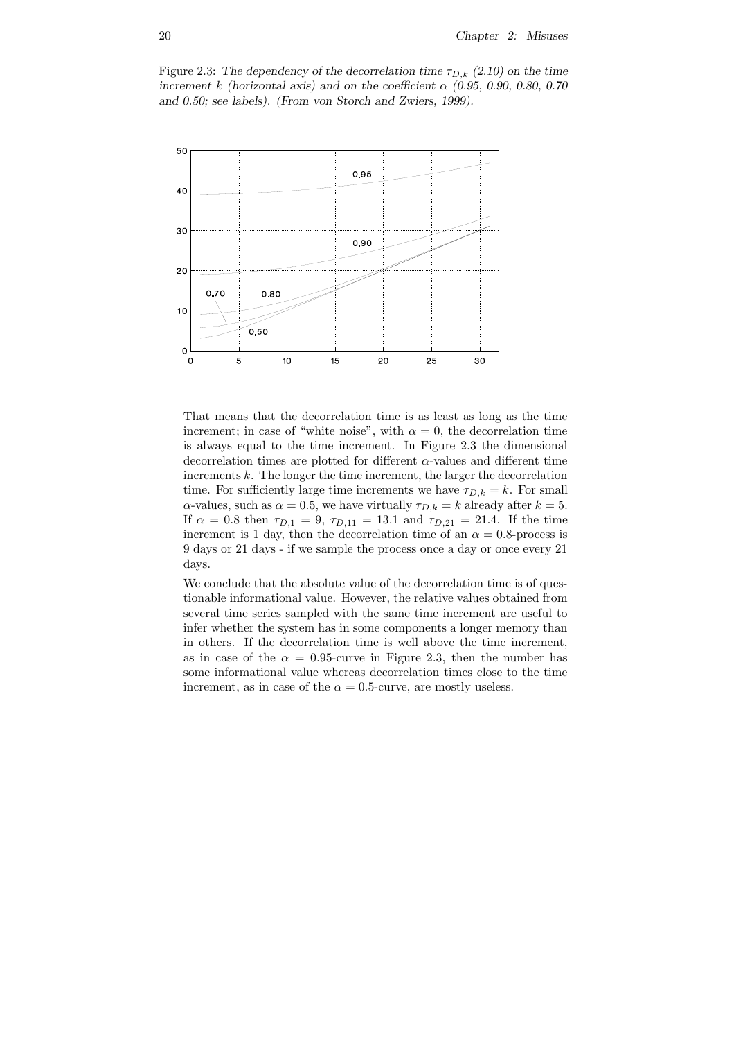Figure 2.3: *The dependency of the decorrelation time $\tau_{D,k}$ (2.10) on the time increment $k$ (horizontal axis) and on the coefficient $\alpha$ (0.95, 0.90, 0.80, 0.70 and 0.50; see labels). (From von Storch and Zwiers, 1999).*

50
40
30
20
10
0
0 5 10 15 20 25 30
0.95
0.90
0.70
0.80
0.50

That means that the decorrelation time is as least as long as the time increment; in case of "white noise", with $\alpha = 0$, the decorrelation time is always equal to the time increment. In Figure 2.3 the dimensional decorrelation times are plotted for different $\alpha$-values and different time increments $k$. The longer the time increment, the larger the decorrelation time. For sufficiently large time increments we have $\tau_{D,k} = k$. For small $\alpha$-values, such as $\alpha = 0.5$, we have virtually $\tau_{D,k} = k$ already after $k = 5$. If $\alpha = 0.8$ then $\tau_{D,1} = 9$, $\tau_{D,11} = 13.1$ and $\tau_{D,21} = 21.4$. If the time increment is 1 day, then the decorrelation time of an $\alpha = 0.8$-process is 9 days or 21 days - if we sample the process once a day or once every 21 days.

We conclude that the absolute value of the decorrelation time is of questionable informational value. However, the relative values obtained from several time series sampled with the same time increment are useful to infer whether the system has in some components a longer memory than in others. If the decorrelation time is well above the time increment, as in case of the $\alpha = 0.95$-curve in Figure 2.3, then the number has some informational value whereas decorrelation times close to the time increment, as in case of the $\alpha = 0.5$-curve, are mostly useless.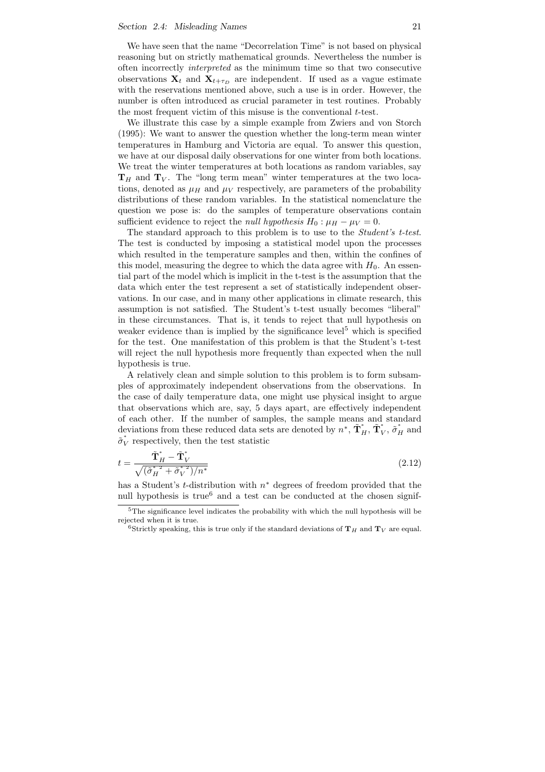We have seen that the name "Decorrelation Time" is not based on physical reasoning but on strictly mathematical grounds. Nevertheless the number is often incorrectly *interpreted* as the minimum time so that two consecutive observations $\mathbf{X}_t$ and $\mathbf{X}_{t+\tau_D}$ are independent. If used as a vague estimate with the reservations mentioned above, such a use is in order. However, the number is often introduced as crucial parameter in test routines. Probably the most frequent victim of this misuse is the conventional $t$-test.

We illustrate this case by a simple example from Zwiers and von Storch (1995): We want to answer the question whether the long-term mean winter temperatures in Hamburg and Victoria are equal. To answer this question, we have at our disposal daily observations for one winter from both locations. We treat the winter temperatures at both locations as random variables, say $\mathbf{T}_H$ and $\mathbf{T}_V$. The "long term mean" winter temperatures at the two locations, denoted as $\mu_H$ and $\mu_V$ respectively, are parameters of the probability distributions of these random variables. In the statistical nomenclature the question we pose is: do the samples of temperature observations contain sufficient evidence to reject the *null hypothesis* $H_0 : \mu_H - \mu_V = 0$.

The standard approach to this problem is to use to the *Student's t-test*. The test is conducted by imposing a statistical model upon the processes which resulted in the temperature samples and then, within the confines of this model, measuring the degree to which the data agree with $H_0$. An essential part of the model which is implicit in the t-test is the assumption that the data which enter the test represent a set of statistically independent observations. In our case, and in many other applications in climate research, this assumption is not satisfied. The Student's t-test usually becomes "liberal" in these circumstances. That is, it tends to reject that null hypothesis on weaker evidence than is implied by the significance level[5] which is specified for the test. One manifestation of this problem is that the Student's t-test will reject the null hypothesis more frequently than expected when the null hypothesis is true.

A relatively clean and simple solution to this problem is to form subsamples of approximately independent observations from the observations. In the case of daily temperature data, one might use physical insight to argue that observations which are, say, 5 days apart, are effectively independent of each other. If the number of samples, the sample means and standard deviations from these reduced data sets are denoted by $n^*$, $\tilde{\mathbf{T}}_H^*$, $\tilde{\mathbf{T}}_V^*$, $\tilde{\sigma}_H^*$ and $\tilde{\sigma}_V^*$ respectively, then the test statistic

$$t = \frac{\tilde{\mathbf{T}}_H^* - \tilde{\mathbf{T}}_V^*}{\sqrt{(\tilde{\sigma}_H^{*\,2} + \tilde{\sigma}_V^{*\,2})/n^*}} \tag{2.12}$$

has a Student's $t$-distribution with $n^*$ degrees of freedom provided that the null hypothesis is true[6] and a test can be conducted at the chosen signif-

[5] The significance level indicates the probability with which the null hypothesis will be rejected when it is true.

[6] Strictly speaking, this is true only if the standard deviations of $\mathbf{T}_H$ and $\mathbf{T}_V$ are equal.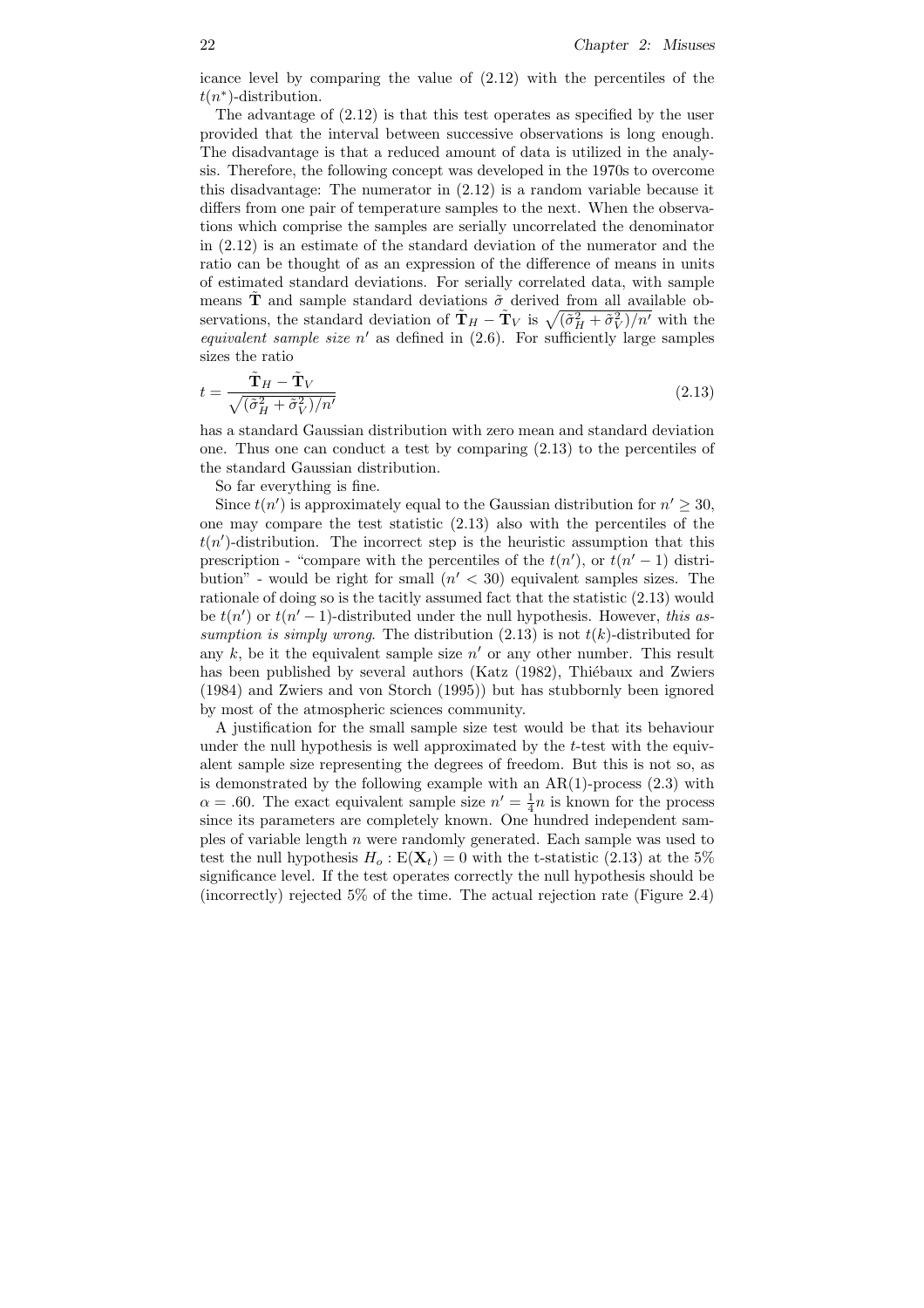icance level by comparing the value of (2.12) with the percentiles of the $t(n^*)$-distribution.

The advantage of (2.12) is that this test operates as specified by the user provided that the interval between successive observations is long enough. The disadvantage is that a reduced amount of data is utilized in the analysis. Therefore, the following concept was developed in the 1970s to overcome this disadvantage: The numerator in (2.12) is a random variable because it differs from one pair of temperature samples to the next. When the observations which comprise the samples are serially uncorrelated the denominator in (2.12) is an estimate of the standard deviation of the numerator and the ratio can be thought of as an expression of the difference of means in units of estimated standard deviations. For serially correlated data, with sample means $\tilde{\mathbf{T}}$ and sample standard deviations $\tilde{\sigma}$ derived from all available observations, the standard deviation of $\tilde{\mathbf{T}}_H - \tilde{\mathbf{T}}_V$ is $\sqrt{(\tilde{\sigma}_H^2 + \tilde{\sigma}_V^2)/n'}$ with the *equivalent sample size* $n'$ as defined in (2.6). For sufficiently large samples sizes the ratio

$$t = \frac{\tilde{\mathbf{T}}_H - \tilde{\mathbf{T}}_V}{\sqrt{(\tilde{\sigma}_H^2 + \tilde{\sigma}_V^2)/n'}} \tag{2.13}$$

has a standard Gaussian distribution with zero mean and standard deviation one. Thus one can conduct a test by comparing (2.13) to the percentiles of the standard Gaussian distribution.

So far everything is fine.

Since $t(n')$ is approximately equal to the Gaussian distribution for $n' \geq 30$, one may compare the test statistic (2.13) also with the percentiles of the $t(n')$-distribution. The incorrect step is the heuristic assumption that this prescription - "compare with the percentiles of the $t(n')$, or $t(n'-1)$ distribution" - would be right for small ($n' < 30$) equivalent samples sizes. The rationale of doing so is the tacitly assumed fact that the statistic (2.13) would be $t(n')$ or $t(n'-1)$-distributed under the null hypothesis. However, *this assumption is simply wrong*. The distribution (2.13) is not $t(k)$-distributed for any $k$, be it the equivalent sample size $n'$ or any other number. This result has been published by several authors (Katz (1982), Thiébaux and Zwiers (1984) and Zwiers and von Storch (1995)) but has stubbornly been ignored by most of the atmospheric sciences community.

A justification for the small sample size test would be that its behaviour under the null hypothesis is well approximated by the $t$-test with the equivalent sample size representing the degrees of freedom. But this is not so, as is demonstrated by the following example with an AR(1)-process (2.3) with $\alpha = .60$. The exact equivalent sample size $n' = \frac{1}{4}n$ is known for the process since its parameters are completely known. One hundred independent samples of variable length $n$ were randomly generated. Each sample was used to test the null hypothesis $H_o : \mathrm{E}(\mathbf{X}_t) = 0$ with the t-statistic (2.13) at the 5% significance level. If the test operates correctly the null hypothesis should be (incorrectly) rejected 5% of the time. The actual rejection rate (Figure 2.4)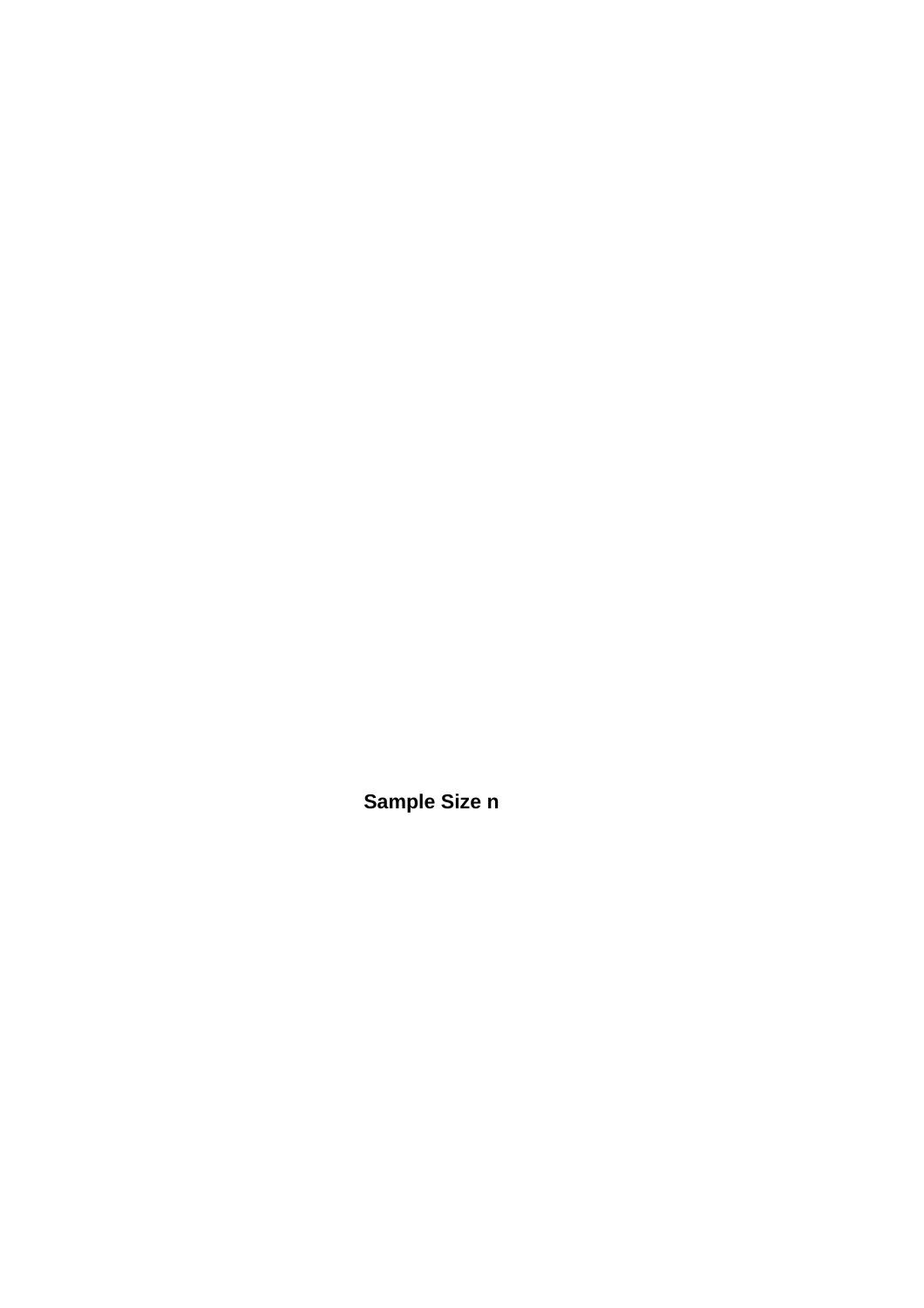Sample Size n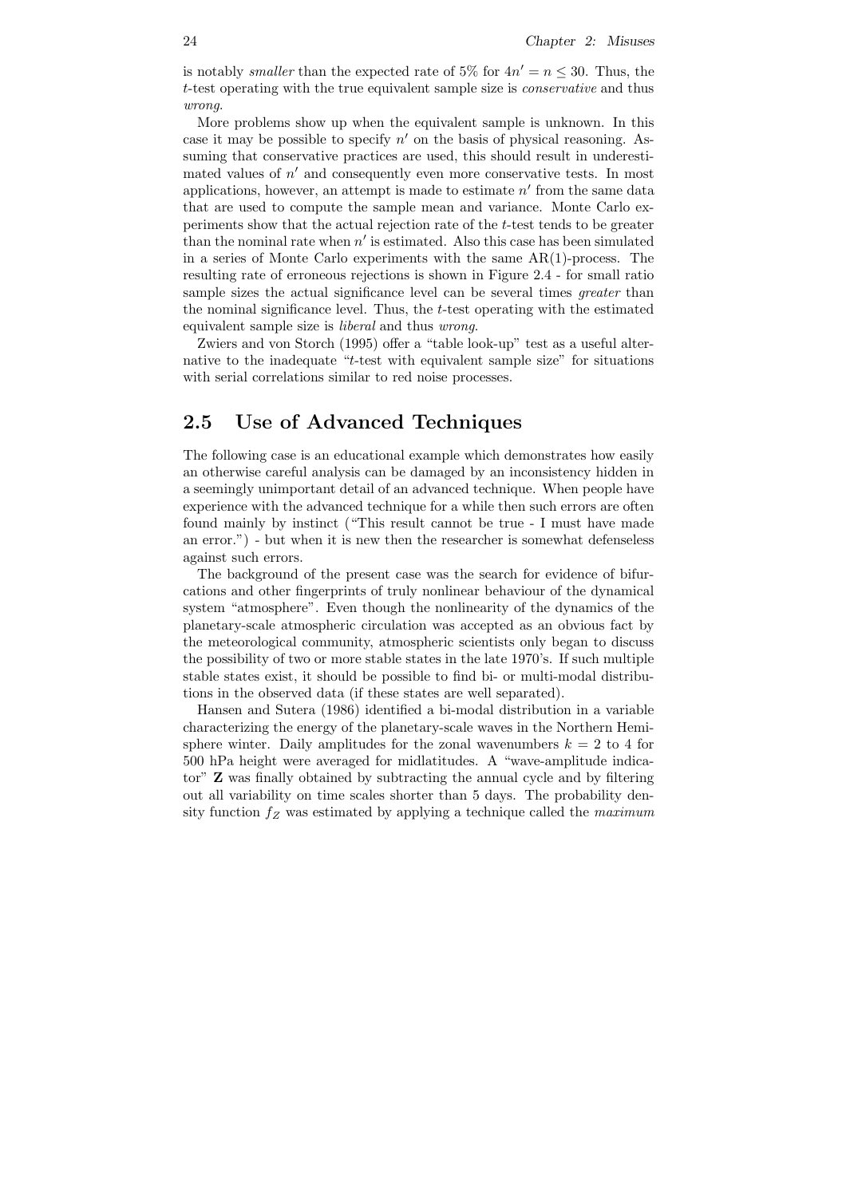is notably *smaller* than the expected rate of 5% for $4n' = n \leq 30$. Thus, the $t$-test operating with the true equivalent sample size is *conservative* and thus *wrong*.

More problems show up when the equivalent sample is unknown. In this case it may be possible to specify $n'$ on the basis of physical reasoning. Assuming that conservative practices are used, this should result in underestimated values of $n'$ and consequently even more conservative tests. In most applications, however, an attempt is made to estimate $n'$ from the same data that are used to compute the sample mean and variance. Monte Carlo experiments show that the actual rejection rate of the $t$-test tends to be greater than the nominal rate when $n'$ is estimated. Also this case has been simulated in a series of Monte Carlo experiments with the same AR(1)-process. The resulting rate of erroneous rejections is shown in Figure 2.4 - for small ratio sample sizes the actual significance level can be several times *greater* than the nominal significance level. Thus, the $t$-test operating with the estimated equivalent sample size is *liberal* and thus *wrong*.

Zwiers and von Storch (1995) offer a "table look-up" test as a useful alternative to the inadequate "$t$-test with equivalent sample size" for situations with serial correlations similar to red noise processes.

## 2.5 Use of Advanced Techniques

The following case is an educational example which demonstrates how easily an otherwise careful analysis can be damaged by an inconsistency hidden in a seemingly unimportant detail of an advanced technique. When people have experience with the advanced technique for a while then such errors are often found mainly by instinct ("This result cannot be true - I must have made an error.") - but when it is new then the researcher is somewhat defenseless against such errors.

The background of the present case was the search for evidence of bifurcations and other fingerprints of truly nonlinear behaviour of the dynamical system "atmosphere". Even though the nonlinearity of the dynamics of the planetary-scale atmospheric circulation was accepted as an obvious fact by the meteorological community, atmospheric scientists only began to discuss the possibility of two or more stable states in the late 1970's. If such multiple stable states exist, it should be possible to find bi- or multi-modal distributions in the observed data (if these states are well separated).

Hansen and Sutera (1986) identified a bi-modal distribution in a variable characterizing the energy of the planetary-scale waves in the Northern Hemisphere winter. Daily amplitudes for the zonal wavenumbers $k = 2$ to 4 for 500 hPa height were averaged for midlatitudes. A "wave-amplitude indicator" $\mathbf{Z}$ was finally obtained by subtracting the annual cycle and by filtering out all variability on time scales shorter than 5 days. The probability density function $f_Z$ was estimated by applying a technique called the *maximum*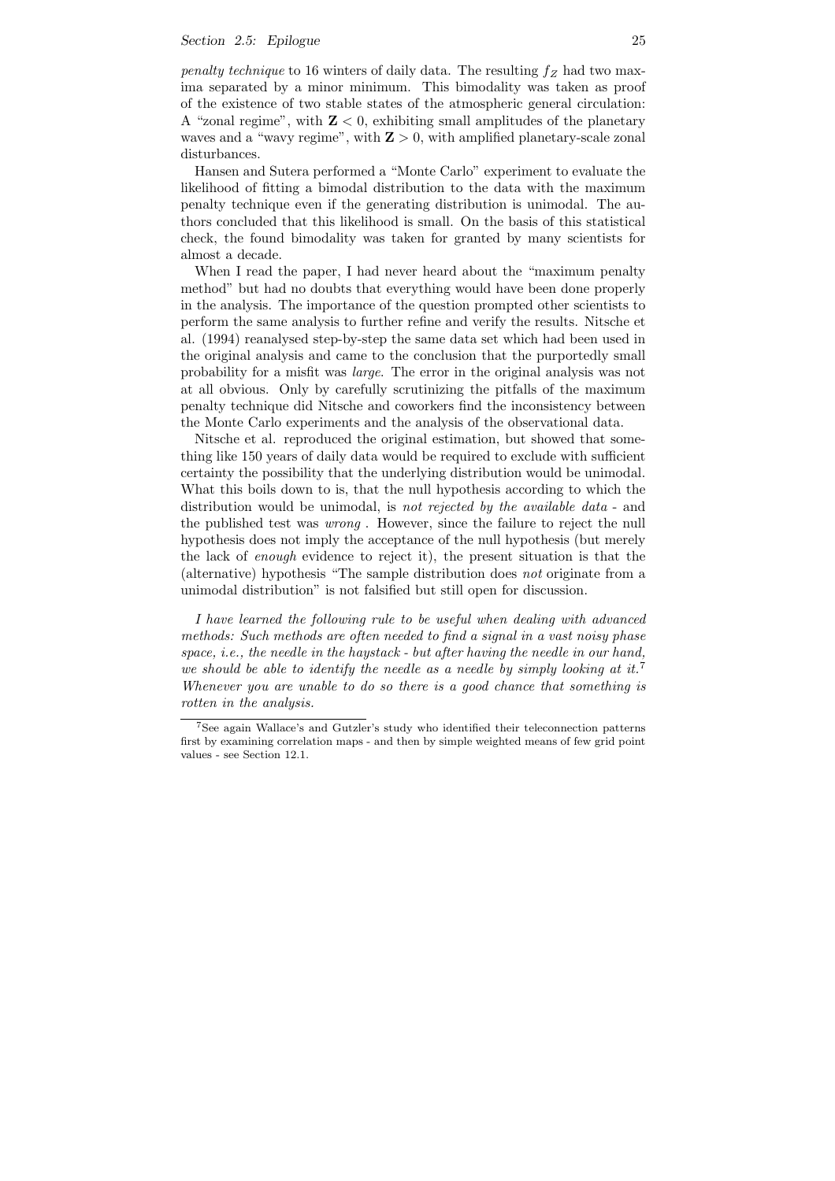*penalty technique* to 16 winters of daily data. The resulting $f_Z$ had two maxima separated by a minor minimum. This bimodality was taken as proof of the existence of two stable states of the atmospheric general circulation: A "zonal regime", with $\mathbf{Z} < 0$, exhibiting small amplitudes of the planetary waves and a "wavy regime", with $\mathbf{Z} > 0$, with amplified planetary-scale zonal disturbances.

Hansen and Sutera performed a "Monte Carlo" experiment to evaluate the likelihood of fitting a bimodal distribution to the data with the maximum penalty technique even if the generating distribution is unimodal. The authors concluded that this likelihood is small. On the basis of this statistical check, the found bimodality was taken for granted by many scientists for almost a decade.

When I read the paper, I had never heard about the "maximum penalty method" but had no doubts that everything would have been done properly in the analysis. The importance of the question prompted other scientists to perform the same analysis to further refine and verify the results. Nitsche et al. (1994) reanalysed step-by-step the same data set which had been used in the original analysis and came to the conclusion that the purportedly small probability for a misfit was *large*. The error in the original analysis was not at all obvious. Only by carefully scrutinizing the pitfalls of the maximum penalty technique did Nitsche and coworkers find the inconsistency between the Monte Carlo experiments and the analysis of the observational data.

Nitsche et al. reproduced the original estimation, but showed that something like 150 years of daily data would be required to exclude with sufficient certainty the possibility that the underlying distribution would be unimodal. What this boils down to is, that the null hypothesis according to which the distribution would be unimodal, is *not rejected by the available data* - and the published test was *wrong* . However, since the failure to reject the null hypothesis does not imply the acceptance of the null hypothesis (but merely the lack of *enough* evidence to reject it), the present situation is that the (alternative) hypothesis "The sample distribution does *not* originate from a unimodal distribution" is not falsified but still open for discussion.

*I have learned the following rule to be useful when dealing with advanced methods: Such methods are often needed to find a signal in a vast noisy phase space, i.e., the needle in the haystack - but after having the needle in our hand, we should be able to identify the needle as a needle by simply looking at it.*[7] *Whenever you are unable to do so there is a good chance that something is rotten in the analysis.*

[7] See again Wallace's and Gutzler's study who identified their teleconnection patterns first by examining correlation maps - and then by simple weighted means of few grid point values - see Section 12.1.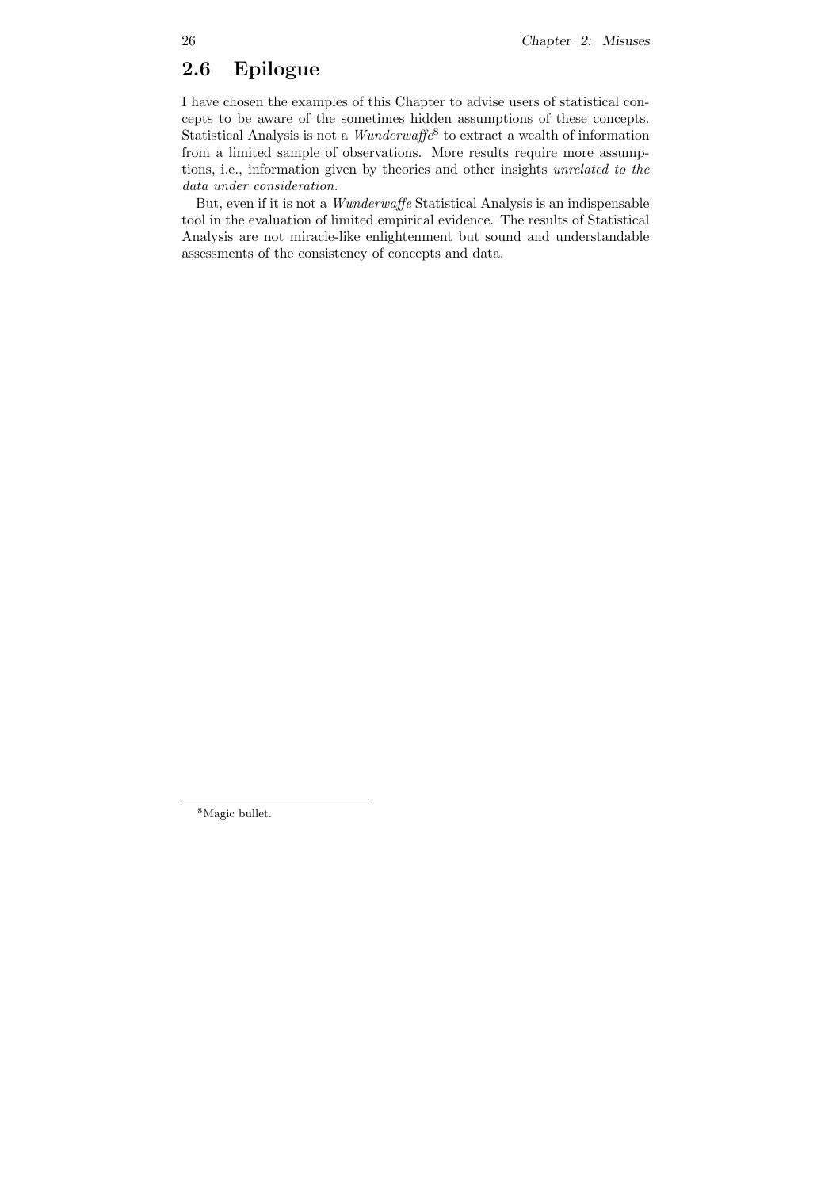## 2.6 Epilogue

I have chosen the examples of this Chapter to advise users of statistical concepts to be aware of the sometimes hidden assumptions of these concepts. Statistical Analysis is not a *Wunderwaffe*[8] to extract a wealth of information from a limited sample of observations. More results require more assumptions, i.e., information given by theories and other insights *unrelated to the data under consideration.*

But, even if it is not a *Wunderwaffe* Statistical Analysis is an indispensable tool in the evaluation of limited empirical evidence. The results of Statistical Analysis are not miracle-like enlightenment but sound and understandable assessments of the consistency of concepts and data.

[8] Magic bullet.